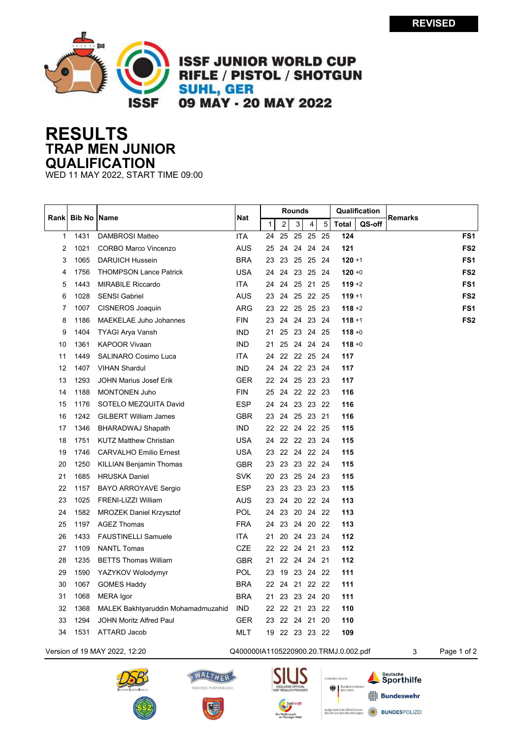REVISED

# ISSF JUNIOR WORLD CUP
## RIFLE / PISTOL / SHOTGUN
## SUHL, GER
## 09 MAY - 20 MAY 2022

# RESULTS
## TRAP MEN JUNIOR
## QUALIFICATION

WED 11 MAY 2022, START TIME 09:00

| Rank | Bib No | Name | Nat | Rounds | | | | | Qualification | | Remarks |
|---|---|---|---|---|---|---|---|---|---|---|---|
| | | | | 1 | 2 | 3 | 4 | 5 | Total | QS-off | |
| 1 | 1431 | DAMBROSI Matteo | ITA | 24 | 25 | 25 | 25 | 25 | **124** | | **FS1** |
| 2 | 1021 | CORBO Marco Vincenzo | AUS | 25 | 24 | 24 | 24 | 24 | **121** | | **FS2** |
| 3 | 1065 | DARUICH Hussein | BRA | 23 | 23 | 25 | 25 | 24 | **120** | +1 | **FS1** |
| 4 | 1756 | THOMPSON Lance Patrick | USA | 24 | 24 | 23 | 25 | 24 | **120** | +0 | **FS2** |
| 5 | 1443 | MIRABILE Riccardo | ITA | 24 | 24 | 25 | 21 | 25 | **119** | +2 | **FS1** |
| 6 | 1028 | SENSI Gabriel | AUS | 23 | 24 | 25 | 22 | 25 | **119** | +1 | **FS2** |
| 7 | 1007 | CISNEROS Joaquin | ARG | 23 | 22 | 25 | 25 | 23 | **118** | +2 | **FS1** |
| 8 | 1186 | MAEKELAE Juho Johannes | FIN | 23 | 24 | 24 | 23 | 24 | **118** | +1 | **FS2** |
| 9 | 1404 | TYAGI Arya Vansh | IND | 21 | 25 | 23 | 24 | 25 | **118** | +0 | |
| 10 | 1361 | KAPOOR Vivaan | IND | 21 | 25 | 24 | 24 | 24 | **118** | +0 | |
| 11 | 1449 | SALINARO Cosimo Luca | ITA | 24 | 22 | 22 | 25 | 24 | **117** | | |
| 12 | 1407 | VIHAN Shardul | IND | 24 | 24 | 22 | 23 | 24 | **117** | | |
| 13 | 1293 | JOHN Marius Josef Erik | GER | 22 | 24 | 25 | 23 | 23 | **117** | | |
| 14 | 1188 | MONTONEN Juho | FIN | 25 | 24 | 22 | 22 | 23 | **116** | | |
| 15 | 1176 | SOTELO MEZQUITA David | ESP | 24 | 24 | 23 | 23 | 22 | **116** | | |
| 16 | 1242 | GILBERT William James | GBR | 23 | 24 | 25 | 23 | 21 | **116** | | |
| 17 | 1346 | BHARADWAJ Shapath | IND | 22 | 22 | 24 | 22 | 25 | **115** | | |
| 18 | 1751 | KUTZ Matthew Christian | USA | 24 | 22 | 22 | 23 | 24 | **115** | | |
| 19 | 1746 | CARVALHO Emilio Ernest | USA | 23 | 22 | 24 | 22 | 24 | **115** | | |
| 20 | 1250 | KILLIAN Benjamin Thomas | GBR | 23 | 23 | 23 | 22 | 24 | **115** | | |
| 21 | 1685 | HRUSKA Daniel | SVK | 20 | 23 | 25 | 24 | 23 | **115** | | |
| 22 | 1157 | BAYO ARROYAVE Sergio | ESP | 23 | 23 | 23 | 23 | 23 | **115** | | |
| 23 | 1025 | FRENI-LIZZI William | AUS | 23 | 24 | 20 | 22 | 24 | **113** | | |
| 24 | 1582 | MROZEK Daniel Krzysztof | POL | 24 | 23 | 20 | 24 | 22 | **113** | | |
| 25 | 1197 | AGEZ Thomas | FRA | 24 | 23 | 24 | 20 | 22 | **113** | | |
| 26 | 1433 | FAUSTINELLI Samuele | ITA | 21 | 20 | 24 | 23 | 24 | **112** | | |
| 27 | 1109 | NANTL Tomas | CZE | 22 | 22 | 24 | 21 | 23 | **112** | | |
| 28 | 1235 | BETTS Thomas William | GBR | 21 | 22 | 24 | 24 | 21 | **112** | | |
| 29 | 1590 | YAZYKOV Wolodymyr | POL | 23 | 19 | 23 | 24 | 22 | **111** | | |
| 30 | 1067 | GOMES Haddy | BRA | 22 | 24 | 21 | 22 | 22 | **111** | | |
| 31 | 1068 | MERA Igor | BRA | 21 | 23 | 23 | 24 | 20 | **111** | | |
| 32 | 1368 | MALEK Bakhtyaruddin Mohamadmuzahid | IND | 22 | 22 | 21 | 23 | 22 | **110** | | |
| 33 | 1294 | JOHN Moritz Alfred Paul | GER | 23 | 22 | 24 | 21 | 20 | **110** | | |
| 34 | 1531 | ATTARD Jacob | MLT | 19 | 22 | 23 | 23 | 22 | **109** | | |

Version of 19 MAY 2022, 12:20 — Q400000IA1105220900.20.TRMJ.0.002.pdf — 3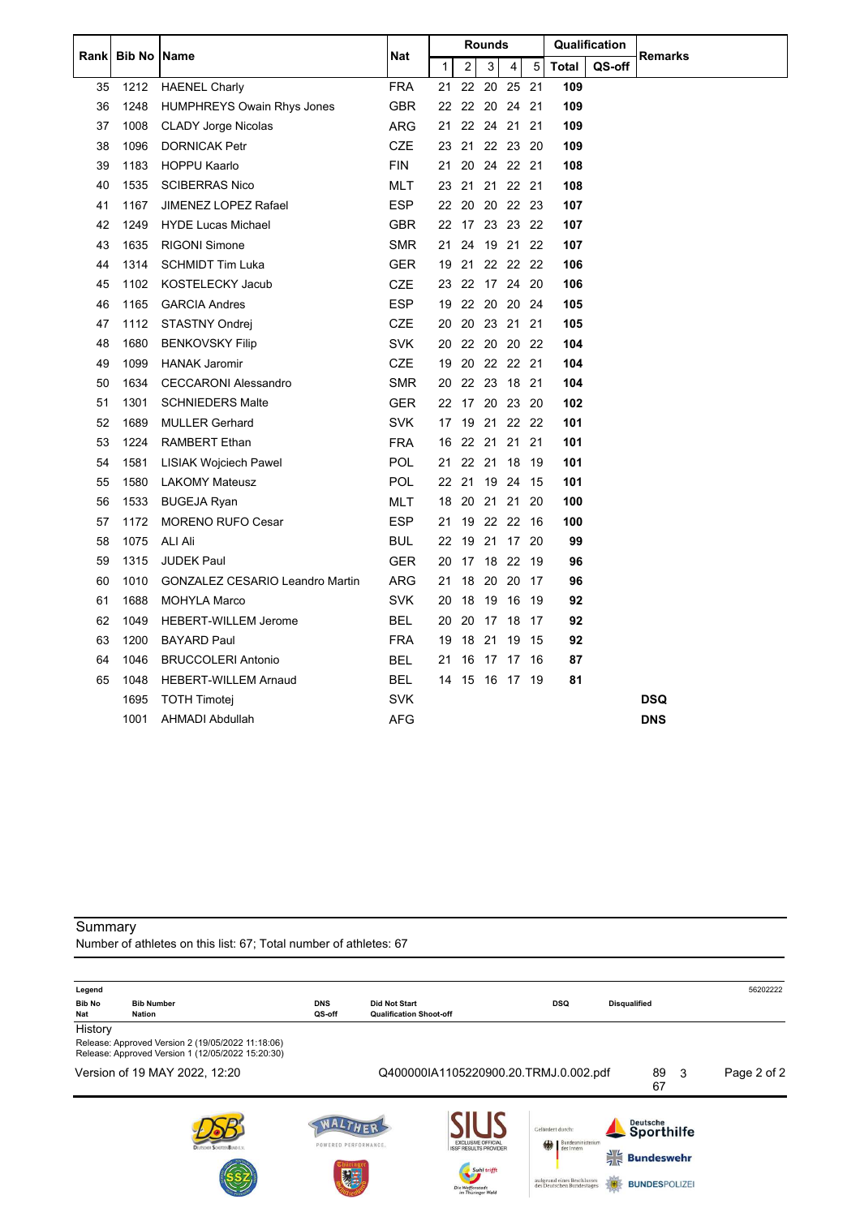| Rank | Bib No | Name | Nat | Rounds | | | | | Qualification | | Remarks |
|---|---|---|---|---|---|---|---|---|---|---|---|
| | | | | 1 | 2 | 3 | 4 | 5 | Total | QS-off | |
| 35 | 1212 | HAENEL Charly | FRA | 21 | 22 | 20 | 25 | 21 | **109** | | |
| 36 | 1248 | HUMPHREYS Owain Rhys Jones | GBR | 22 | 22 | 20 | 24 | 21 | **109** | | |
| 37 | 1008 | CLADY Jorge Nicolas | ARG | 21 | 22 | 24 | 21 | 21 | **109** | | |
| 38 | 1096 | DORNICAK Petr | CZE | 23 | 21 | 22 | 23 | 20 | **109** | | |
| 39 | 1183 | HOPPU Kaarlo | FIN | 21 | 20 | 24 | 22 | 21 | **108** | | |
| 40 | 1535 | SCIBERRAS Nico | MLT | 23 | 21 | 21 | 22 | 21 | **108** | | |
| 41 | 1167 | JIMENEZ LOPEZ Rafael | ESP | 22 | 20 | 20 | 22 | 23 | **107** | | |
| 42 | 1249 | HYDE Lucas Michael | GBR | 22 | 17 | 23 | 23 | 22 | **107** | | |
| 43 | 1635 | RIGONI Simone | SMR | 21 | 24 | 19 | 21 | 22 | **107** | | |
| 44 | 1314 | SCHMIDT Tim Luka | GER | 19 | 21 | 22 | 22 | 22 | **106** | | |
| 45 | 1102 | KOSTELECKY Jacub | CZE | 23 | 22 | 17 | 24 | 20 | **106** | | |
| 46 | 1165 | GARCIA Andres | ESP | 19 | 22 | 20 | 20 | 24 | **105** | | |
| 47 | 1112 | STASTNY Ondrej | CZE | 20 | 20 | 23 | 21 | 21 | **105** | | |
| 48 | 1680 | BENKOVSKY Filip | SVK | 20 | 22 | 20 | 20 | 22 | **104** | | |
| 49 | 1099 | HANAK Jaromir | CZE | 19 | 20 | 22 | 22 | 21 | **104** | | |
| 50 | 1634 | CECCARONI Alessandro | SMR | 20 | 22 | 23 | 18 | 21 | **104** | | |
| 51 | 1301 | SCHNIEDERS Malte | GER | 22 | 17 | 20 | 23 | 20 | **102** | | |
| 52 | 1689 | MULLER Gerhard | SVK | 17 | 19 | 21 | 22 | 22 | **101** | | |
| 53 | 1224 | RAMBERT Ethan | FRA | 16 | 22 | 21 | 21 | 21 | **101** | | |
| 54 | 1581 | LISIAK Wojciech Pawel | POL | 21 | 22 | 21 | 18 | 19 | **101** | | |
| 55 | 1580 | LAKOMY Mateusz | POL | 22 | 21 | 19 | 24 | 15 | **101** | | |
| 56 | 1533 | BUGEJA Ryan | MLT | 18 | 20 | 21 | 21 | 20 | **100** | | |
| 57 | 1172 | MORENO RUFO Cesar | ESP | 21 | 19 | 22 | 22 | 16 | **100** | | |
| 58 | 1075 | ALI Ali | BUL | 22 | 19 | 21 | 17 | 20 | **99** | | |
| 59 | 1315 | JUDEK Paul | GER | 20 | 17 | 18 | 22 | 19 | **96** | | |
| 60 | 1010 | GONZALEZ CESARIO Leandro Martin | ARG | 21 | 18 | 20 | 20 | 17 | **96** | | |
| 61 | 1688 | MOHYLA Marco | SVK | 20 | 18 | 19 | 16 | 19 | **92** | | |
| 62 | 1049 | HEBERT-WILLEM Jerome | BEL | 20 | 20 | 17 | 18 | 17 | **92** | | |
| 63 | 1200 | BAYARD Paul | FRA | 19 | 18 | 21 | 19 | 15 | **92** | | |
| 64 | 1046 | BRUCCOLERI Antonio | BEL | 21 | 16 | 17 | 17 | 16 | **87** | | |
| 65 | 1048 | HEBERT-WILLEM Arnaud | BEL | 14 | 15 | 16 | 17 | 19 | **81** | | |
| | 1695 | TOTH Timotej | SVK | | | | | | | | **DSQ** |
| | 1001 | AHMADI Abdullah | AFG | | | | | | | | **DNS** |

Summary

Number of athletes on this list: 67; Total number of athletes: 67

**Legend**

| | | | | | |
|---|---|---|---|---|---|
| **Bib No** | **Bib Number** | **DNS** | **Did Not Start** | **DSQ** | **Disqualified** |
| **Nat** | **Nation** | **QS-off** | **Qualification Shoot-off** | | |

History

Release: Approved Version 2 (19/05/2022 11:18:06)
Release: Approved Version 1 (12/05/2022 15:20:30)

Version of 19 MAY 2022, 12:20 — Q400000IA1105220900.20.TRMJ.0.002.pdf — 89 67 3